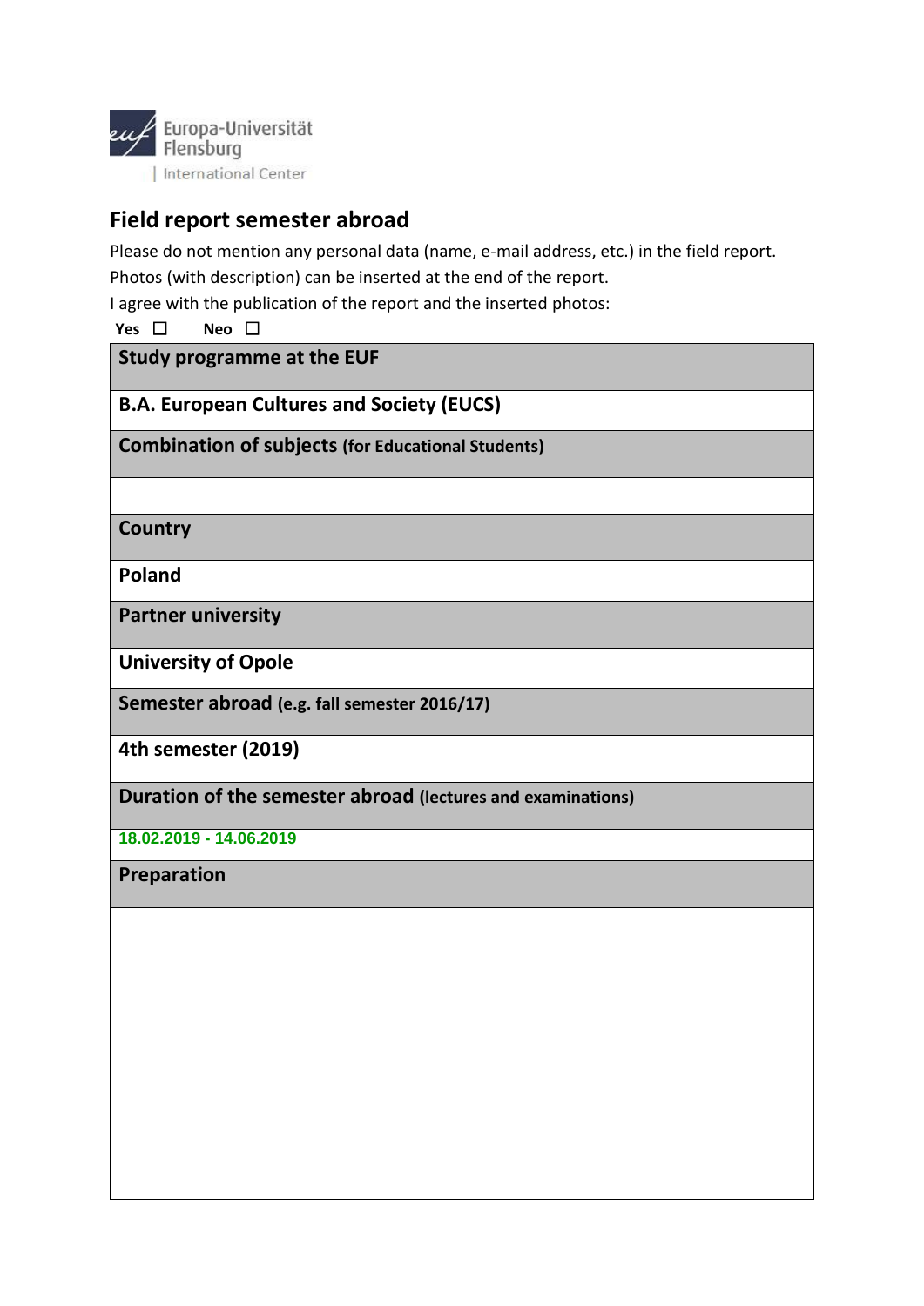Europa-Universität Flensburg
| International Center

## Field report semester abroad

Please do not mention any personal data (name, e-mail address, etc.) in the field report.
Photos (with description) can be inserted at the end of the report.
I agree with the publication of the report and the inserted photos:

**Yes** ☐ **Neo** ☐

| **Study programme at the EUF** |
|---|
| **B.A. European Cultures and Society (EUCS)** |
| **Combination of subjects** (for Educational Students) |
| |
| **Country** |
| **Poland** |
| **Partner university** |
| **University of Opole** |
| **Semester abroad** (e.g. fall semester 2016/17) |
| **4th semester (2019)** |
| **Duration of the semester abroad** (lectures and examinations) |
| 18.02.2019 - 14.06.2019 |
| **Preparation** |
| |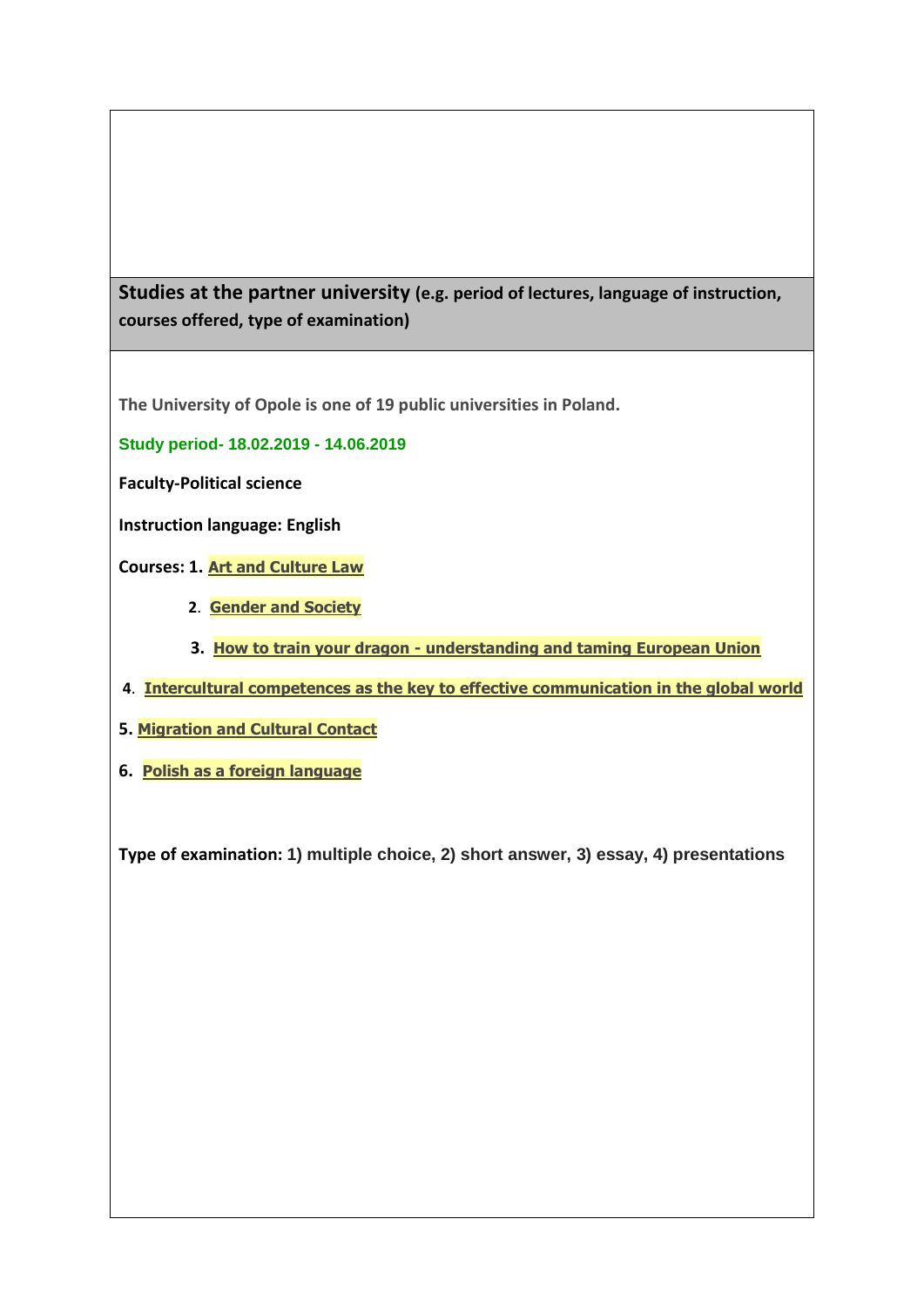**Studies at the partner university (e.g. period of lectures, language of instruction, courses offered, type of examination)**

**The University of Opole is one of 19 public universities in Poland.**

**Study period- 18.02.2019 - 14.06.2019**

**Faculty-Political science**

**Instruction language: English**

**Courses:**

1. **Art and Culture Law**
2. **Gender and Society**
3. **How to train your dragon - understanding and taming European Union**
4. **Intercultural competences as the key to effective communication in the global world**
5. **Migration and Cultural Contact**
6. **Polish as a foreign language**

**Type of examination:** 1) multiple choice, 2) short answer, 3) essay, 4) presentations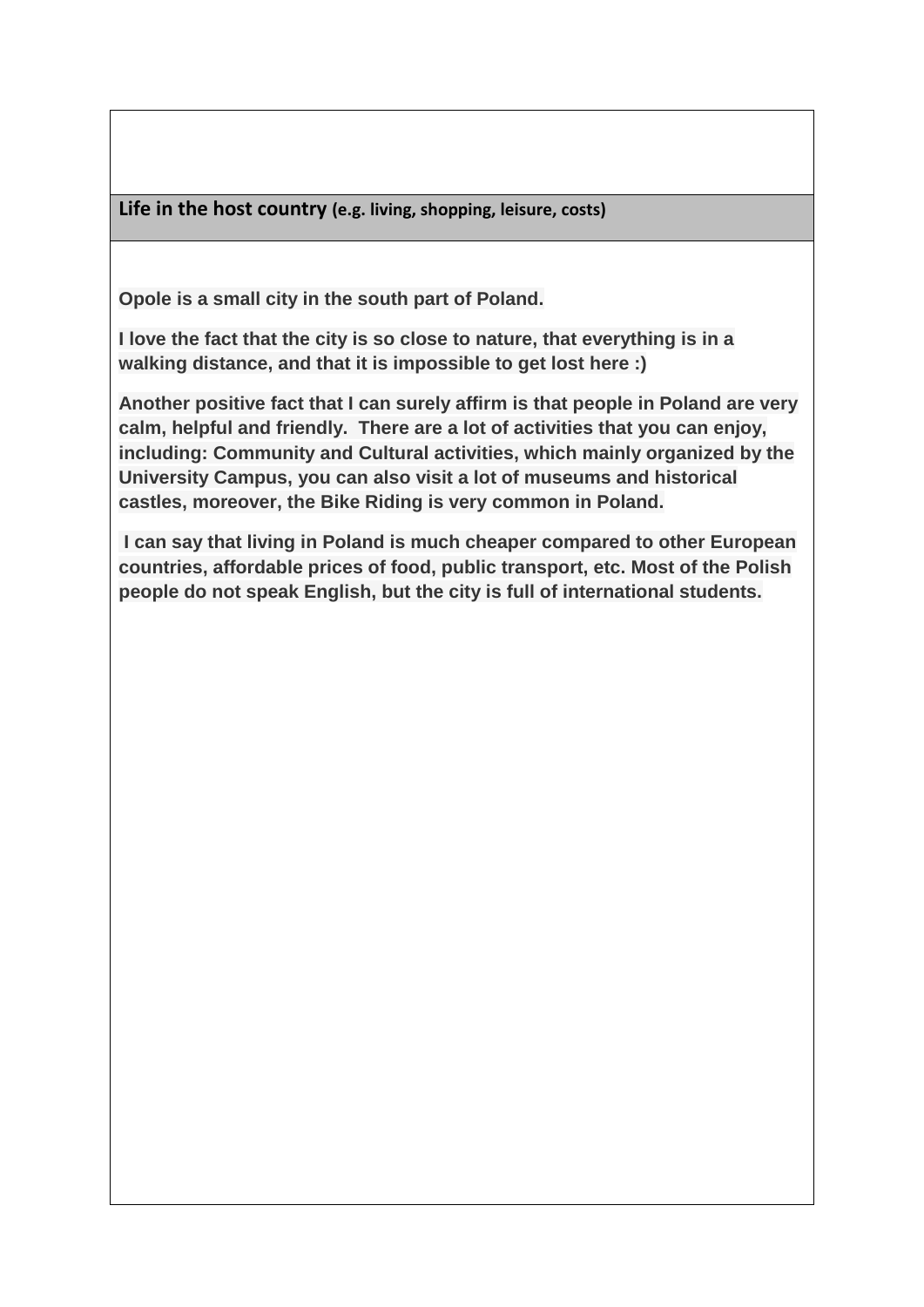## Life in the host country (e.g. living, shopping, leisure, costs)

**Opole is a small city in the south part of Poland.**

**I love the fact that the city is so close to nature, that everything is in a walking distance, and that it is impossible to get lost here :)**

**Another positive fact that I can surely affirm is that people in Poland are very calm, helpful and friendly. There are a lot of activities that you can enjoy, including: Community and Cultural activities, which mainly organized by the University Campus, you can also visit a lot of museums and historical castles, moreover, the Bike Riding is very common in Poland.**

**I can say that living in Poland is much cheaper compared to other European countries, affordable prices of food, public transport, etc. Most of the Polish people do not speak English, but the city is full of international students.**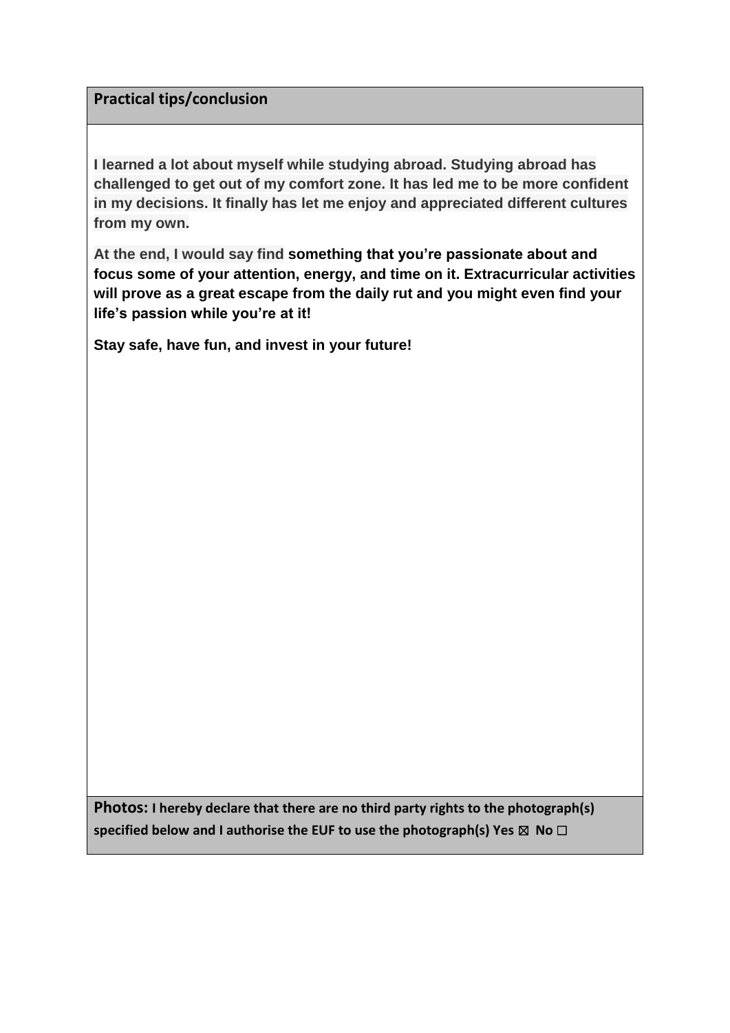**Practical tips/conclusion**

**I learned a lot about myself while studying abroad. Studying abroad has challenged to get out of my comfort zone. It has led me to be more confident in my decisions. It finally has let me enjoy and appreciated different cultures from my own.**

**At the end, I would say find something that you're passionate about and focus some of your attention, energy, and time on it. Extracurricular activities will prove as a great escape from the daily rut and you might even find your life's passion while you're at it!**

**Stay safe, have fun, and invest in your future!**

**Photos: I hereby declare that there are no third party rights to the photograph(s) specified below and I authorise the EUF to use the photograph(s) Yes ☒ No ☐**